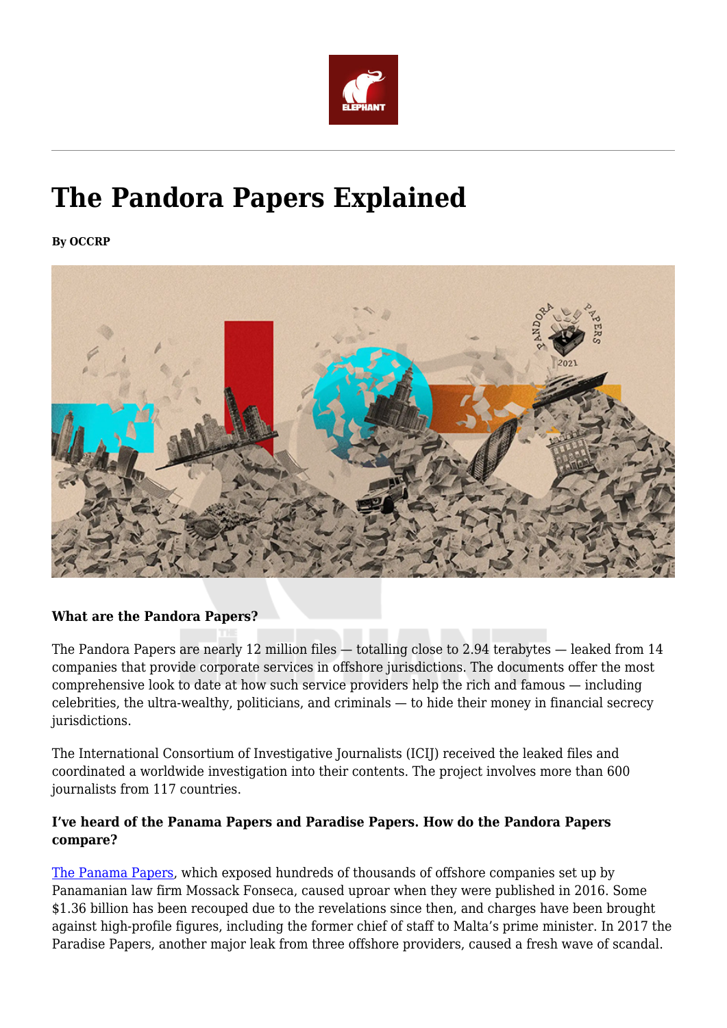# The Pandora Papers Explained

**By OCCRP**

**What are the Pandora Papers?**

The Pandora Papers are nearly 12 million files — totalling close to 2.94 terabytes — leaked from 14 companies that provide corporate services in offshore jurisdictions. The documents offer the most comprehensive look to date at how such service providers help the rich and famous — including celebrities, the ultra-wealthy, politicians, and criminals — to hide their money in financial secrecy jurisdictions.

The International Consortium of Investigative Journalists (ICIJ) received the leaked files and coordinated a worldwide investigation into their contents. The project involves more than 600 journalists from 117 countries.

**I've heard of the Panama Papers and Paradise Papers. How do the Pandora Papers compare?**

The Panama Papers, which exposed hundreds of thousands of offshore companies set up by Panamanian law firm Mossack Fonseca, caused uproar when they were published in 2016. Some $1.36 billion has been recouped due to the revelations since then, and charges have been brought against high-profile figures, including the former chief of staff to Malta's prime minister. In 2017 the Paradise Papers, another major leak from three offshore providers, caused a fresh wave of scandal.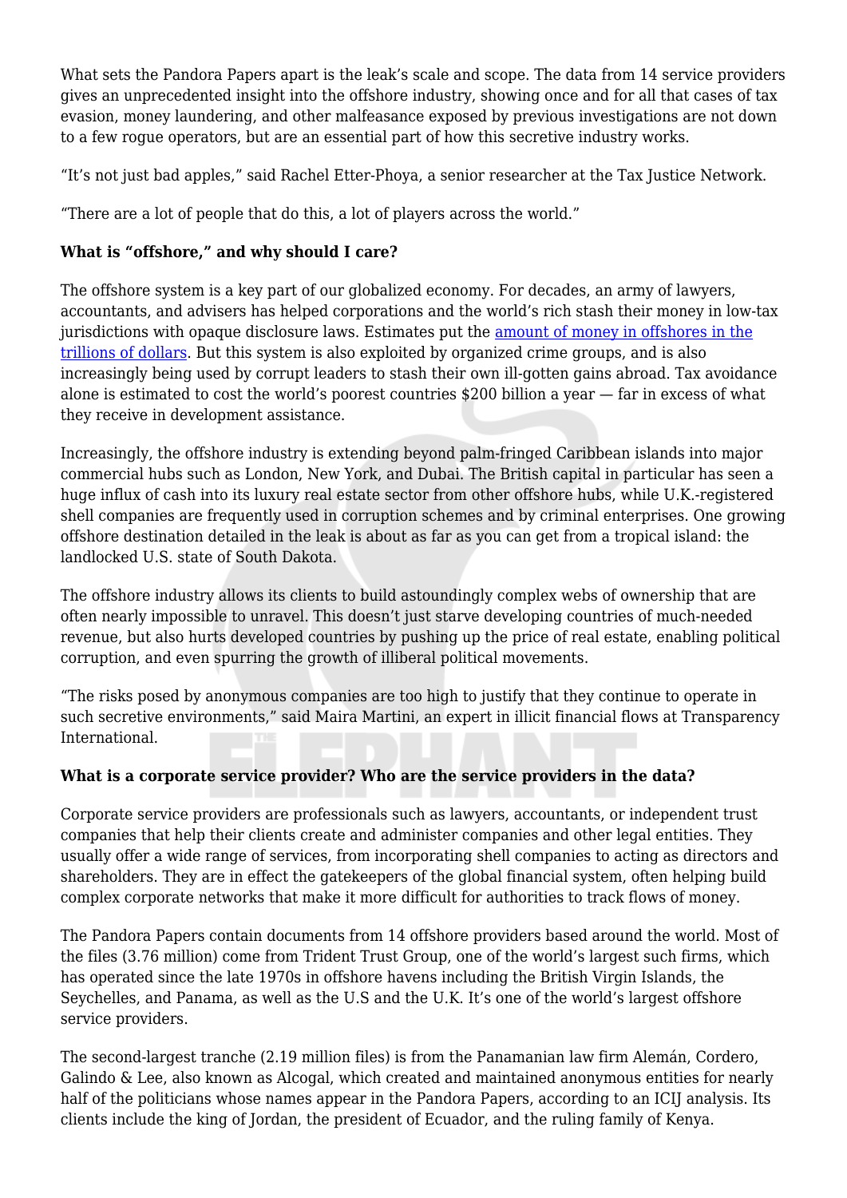What sets the Pandora Papers apart is the leak's scale and scope. The data from 14 service providers gives an unprecedented insight into the offshore industry, showing once and for all that cases of tax evasion, money laundering, and other malfeasance exposed by previous investigations are not down to a few rogue operators, but are an essential part of how this secretive industry works.

"It's not just bad apples," said Rachel Etter-Phoya, a senior researcher at the Tax Justice Network.

"There are a lot of people that do this, a lot of players across the world."

**What is "offshore," and why should I care?**

The offshore system is a key part of our globalized economy. For decades, an army of lawyers, accountants, and advisers has helped corporations and the world's rich stash their money in low-tax jurisdictions with opaque disclosure laws. Estimates put the amount of money in offshores in the trillions of dollars. But this system is also exploited by organized crime groups, and is also increasingly being used by corrupt leaders to stash their own ill-gotten gains abroad. Tax avoidance alone is estimated to cost the world's poorest countries $200 billion a year — far in excess of what they receive in development assistance.

Increasingly, the offshore industry is extending beyond palm-fringed Caribbean islands into major commercial hubs such as London, New York, and Dubai. The British capital in particular has seen a huge influx of cash into its luxury real estate sector from other offshore hubs, while U.K.-registered shell companies are frequently used in corruption schemes and by criminal enterprises. One growing offshore destination detailed in the leak is about as far as you can get from a tropical island: the landlocked U.S. state of South Dakota.

The offshore industry allows its clients to build astoundingly complex webs of ownership that are often nearly impossible to unravel. This doesn't just starve developing countries of much-needed revenue, but also hurts developed countries by pushing up the price of real estate, enabling political corruption, and even spurring the growth of illiberal political movements.

"The risks posed by anonymous companies are too high to justify that they continue to operate in such secretive environments," said Maira Martini, an expert in illicit financial flows at Transparency International.

**What is a corporate service provider? Who are the service providers in the data?**

Corporate service providers are professionals such as lawyers, accountants, or independent trust companies that help their clients create and administer companies and other legal entities. They usually offer a wide range of services, from incorporating shell companies to acting as directors and shareholders. They are in effect the gatekeepers of the global financial system, often helping build complex corporate networks that make it more difficult for authorities to track flows of money.

The Pandora Papers contain documents from 14 offshore providers based around the world. Most of the files (3.76 million) come from Trident Trust Group, one of the world's largest such firms, which has operated since the late 1970s in offshore havens including the British Virgin Islands, the Seychelles, and Panama, as well as the U.S and the U.K. It's one of the world's largest offshore service providers.

The second-largest tranche (2.19 million files) is from the Panamanian law firm Alemán, Cordero, Galindo & Lee, also known as Alcogal, which created and maintained anonymous entities for nearly half of the politicians whose names appear in the Pandora Papers, according to an ICIJ analysis. Its clients include the king of Jordan, the president of Ecuador, and the ruling family of Kenya.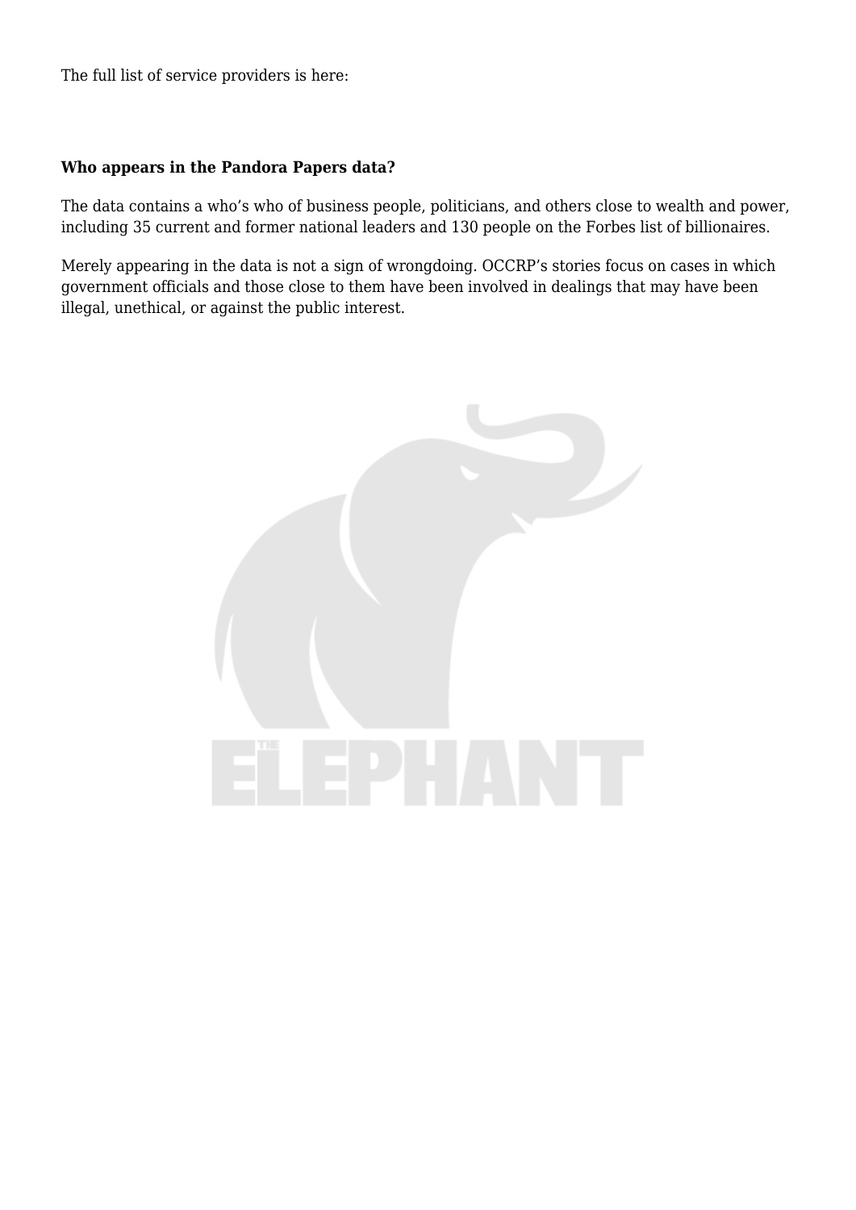The full list of service providers is here:

**Who appears in the Pandora Papers data?**

The data contains a who's who of business people, politicians, and others close to wealth and power, including 35 current and former national leaders and 130 people on the Forbes list of billionaires.

Merely appearing in the data is not a sign of wrongdoing. OCCRP's stories focus on cases in which government officials and those close to them have been involved in dealings that may have been illegal, unethical, or against the public interest.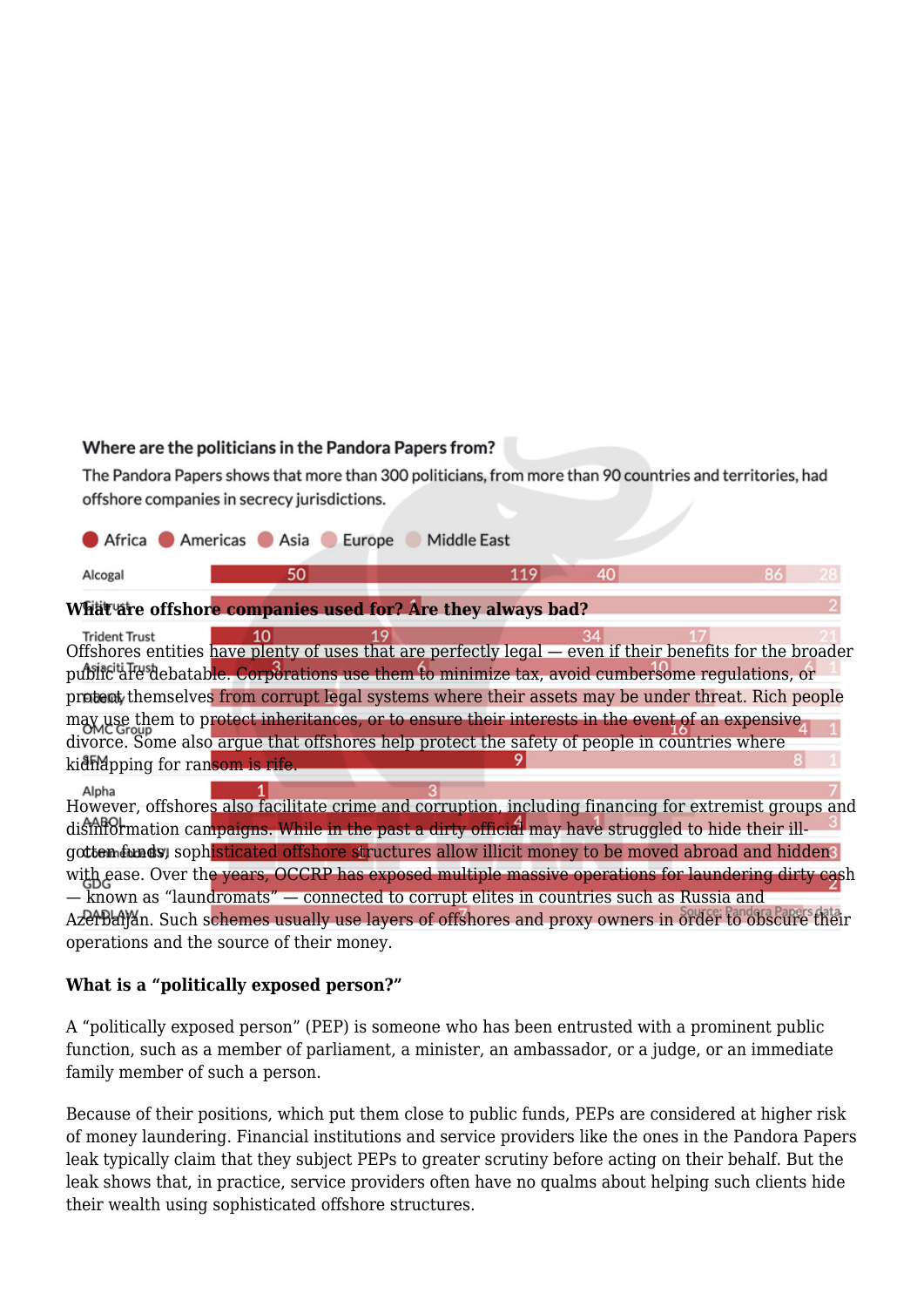Where are the politicians in the Pandora Papers from?

The Pandora Papers shows that more than 300 politicians, from more than 90 countries and territories, had offshore companies in secrecy jurisdictions.

Africa · Americas · Asia · Europe · Middle East

Source: Pandora Papers data

### What are offshore companies used for? Are they always bad?

Offshores entities have plenty of uses that are perfectly legal — even if their benefits for the broader public are debatable. Corporations use them to minimize tax, avoid cumbersome regulations, or protect themselves from corrupt legal systems where their assets may be under threat. Rich people may use them to protect inheritances, or to ensure their interests in the event of an expensive divorce. Some also argue that offshores help protect the safety of people in countries where kidnapping for ransom is rife.

However, offshores also facilitate crime and corruption, including financing for extremist groups and disinformation campaigns. While in the past a dirty official may have struggled to hide their ill-gotten funds, sophisticated offshore structures allow illicit money to be moved abroad and hidden with ease. Over the years, OCCRP has exposed multiple massive operations for laundering dirty cash — known as "laundromats" — connected to corrupt elites in countries such as Russia and Azerbaijan. Such schemes usually use layers of offshores and proxy owners in order to obscure their operations and the source of their money.

### What is a "politically exposed person?"

A "politically exposed person" (PEP) is someone who has been entrusted with a prominent public function, such as a member of parliament, a minister, an ambassador, or a judge, or an immediate family member of such a person.

Because of their positions, which put them close to public funds, PEPs are considered at higher risk of money laundering. Financial institutions and service providers like the ones in the Pandora Papers leak typically claim that they subject PEPs to greater scrutiny before acting on their behalf. But the leak shows that, in practice, service providers often have no qualms about helping such clients hide their wealth using sophisticated offshore structures.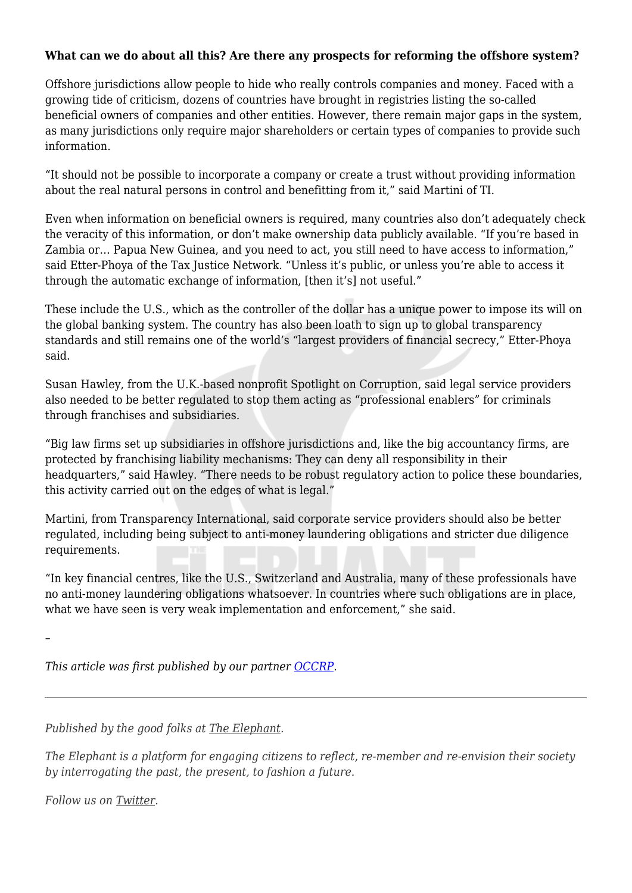**What can we do about all this? Are there any prospects for reforming the offshore system?**

Offshore jurisdictions allow people to hide who really controls companies and money. Faced with a growing tide of criticism, dozens of countries have brought in registries listing the so-called beneficial owners of companies and other entities. However, there remain major gaps in the system, as many jurisdictions only require major shareholders or certain types of companies to provide such information.

"It should not be possible to incorporate a company or create a trust without providing information about the real natural persons in control and benefitting from it," said Martini of TI.

Even when information on beneficial owners is required, many countries also don't adequately check the veracity of this information, or don't make ownership data publicly available. "If you're based in Zambia or… Papua New Guinea, and you need to act, you still need to have access to information," said Etter-Phoya of the Tax Justice Network. "Unless it's public, or unless you're able to access it through the automatic exchange of information, [then it's] not useful."

These include the U.S., which as the controller of the dollar has a unique power to impose its will on the global banking system. The country has also been loath to sign up to global transparency standards and still remains one of the world's "largest providers of financial secrecy," Etter-Phoya said.

Susan Hawley, from the U.K.-based nonprofit Spotlight on Corruption, said legal service providers also needed to be better regulated to stop them acting as "professional enablers" for criminals through franchises and subsidiaries.

"Big law firms set up subsidiaries in offshore jurisdictions and, like the big accountancy firms, are protected by franchising liability mechanisms: They can deny all responsibility in their headquarters," said Hawley. "There needs to be robust regulatory action to police these boundaries, this activity carried out on the edges of what is legal."

Martini, from Transparency International, said corporate service providers should also be better regulated, including being subject to anti-money laundering obligations and stricter due diligence requirements.

"In key financial centres, like the U.S., Switzerland and Australia, many of these professionals have no anti-money laundering obligations whatsoever. In countries where such obligations are in place, what we have seen is very weak implementation and enforcement," she said.

–

*This article was first published by our partner OCCRP.*

---

*Published by the good folks at The Elephant.*

*The Elephant is a platform for engaging citizens to reflect, re-member and re-envision their society by interrogating the past, the present, to fashion a future.*

*Follow us on Twitter.*